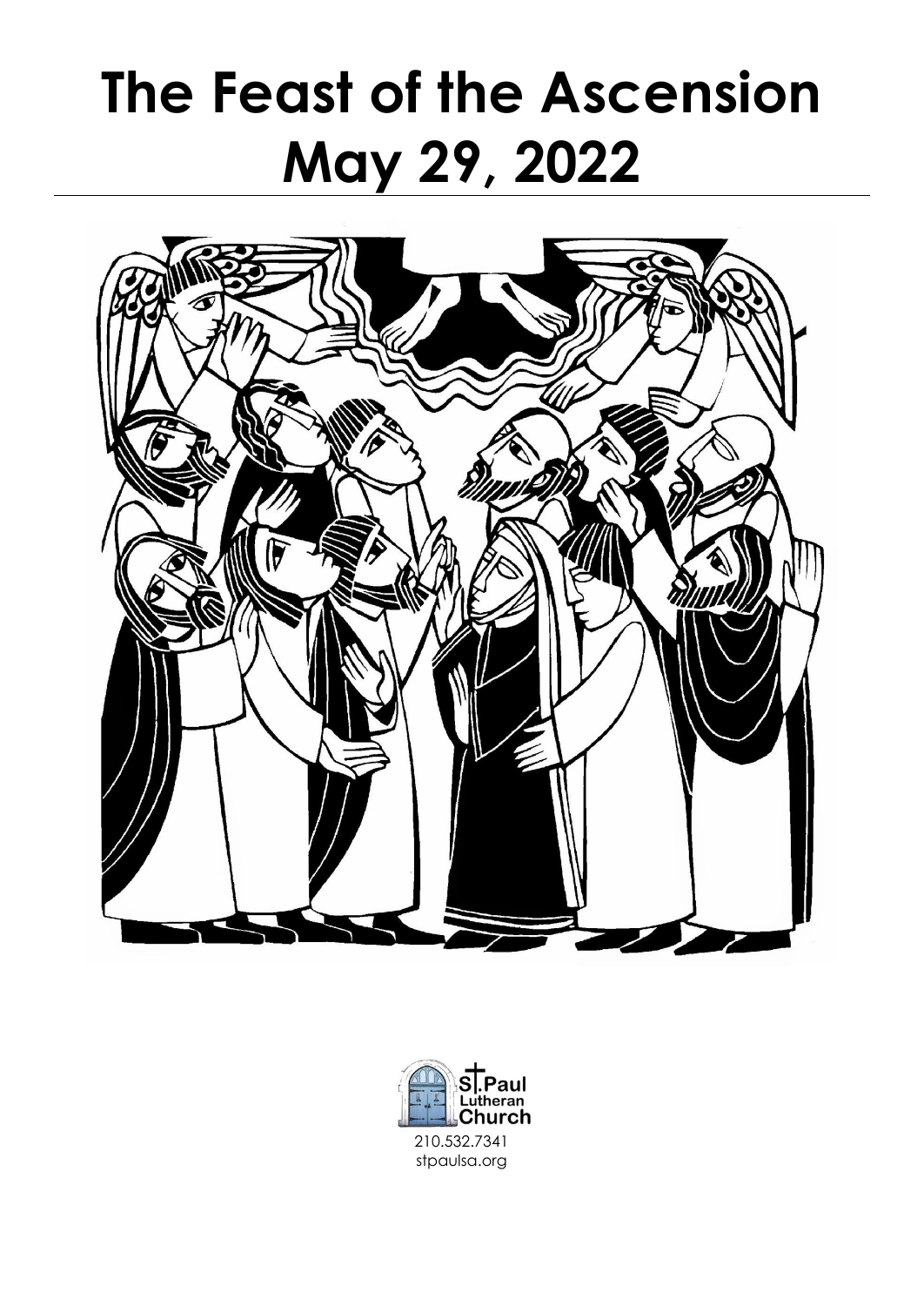# The Feast of the Ascension
# May 29, 2022

St. Paul Lutheran Church

210.532.7341

stpaulsa.org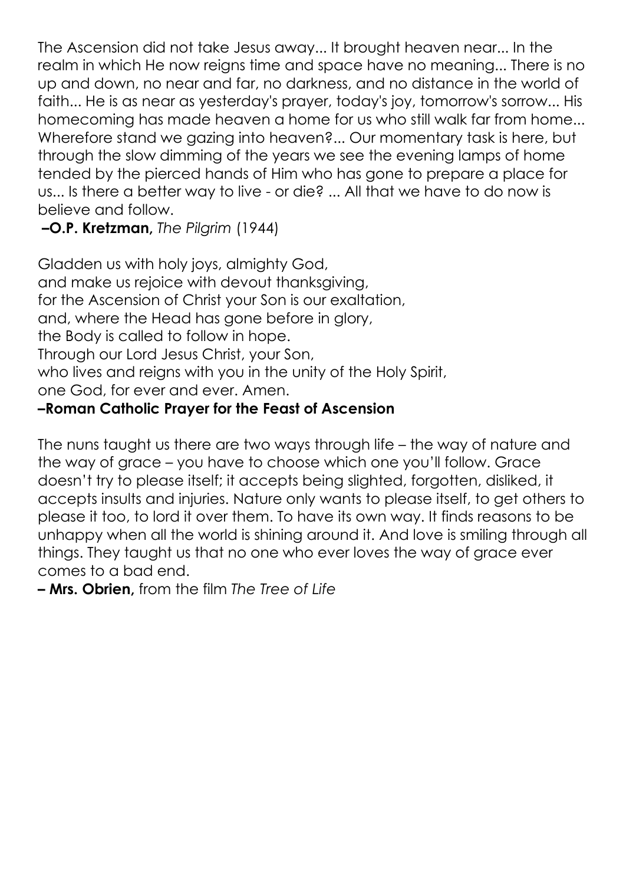The Ascension did not take Jesus away... It brought heaven near... In the realm in which He now reigns time and space have no meaning... There is no up and down, no near and far, no darkness, and no distance in the world of faith... He is as near as yesterday's prayer, today's joy, tomorrow's sorrow... His homecoming has made heaven a home for us who still walk far from home... Wherefore stand we gazing into heaven?... Our momentary task is here, but through the slow dimming of the years we see the evening lamps of home tended by the pierced hands of Him who has gone to prepare a place for us... Is there a better way to live - or die? ... All that we have to do now is believe and follow.

**–O.P. Kretzman,** *The Pilgrim* (1944)

Gladden us with holy joys, almighty God,
and make us rejoice with devout thanksgiving,
for the Ascension of Christ your Son is our exaltation,
and, where the Head has gone before in glory,
the Body is called to follow in hope.
Through our Lord Jesus Christ, your Son,
who lives and reigns with you in the unity of the Holy Spirit,
one God, for ever and ever. Amen.

**–Roman Catholic Prayer for the Feast of Ascension**

The nuns taught us there are two ways through life – the way of nature and the way of grace – you have to choose which one you'll follow. Grace doesn't try to please itself; it accepts being slighted, forgotten, disliked, it accepts insults and injuries. Nature only wants to please itself, to get others to please it too, to lord it over them. To have its own way. It finds reasons to be unhappy when all the world is shining around it. And love is smiling through all things. They taught us that no one who ever loves the way of grace ever comes to a bad end.

**– Mrs. Obrien,** from the film *The Tree of Life*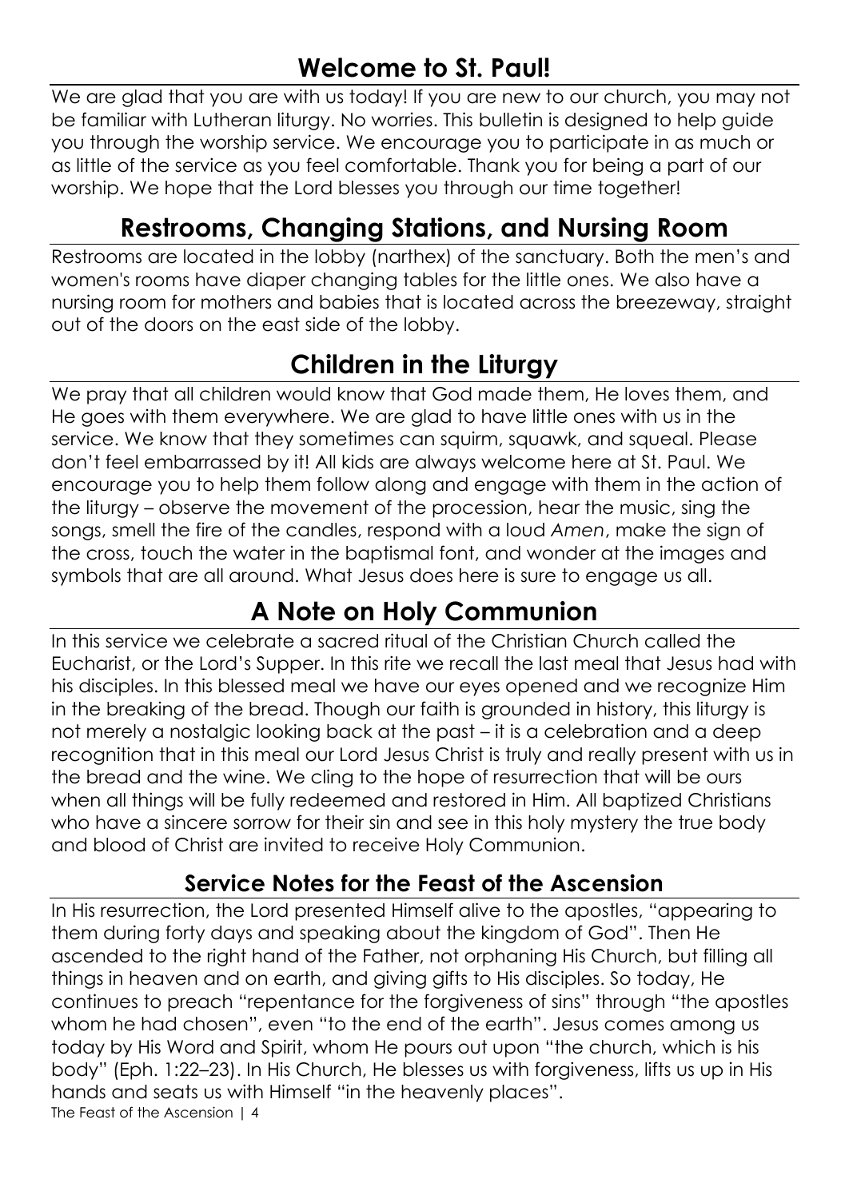## Welcome to St. Paul!

We are glad that you are with us today! If you are new to our church, you may not be familiar with Lutheran liturgy. No worries. This bulletin is designed to help guide you through the worship service. We encourage you to participate in as much or as little of the service as you feel comfortable. Thank you for being a part of our worship. We hope that the Lord blesses you through our time together!

## Restrooms, Changing Stations, and Nursing Room

Restrooms are located in the lobby (narthex) of the sanctuary. Both the men's and women's rooms have diaper changing tables for the little ones. We also have a nursing room for mothers and babies that is located across the breezeway, straight out of the doors on the east side of the lobby.

## Children in the Liturgy

We pray that all children would know that God made them, He loves them, and He goes with them everywhere. We are glad to have little ones with us in the service. We know that they sometimes can squirm, squawk, and squeal. Please don't feel embarrassed by it! All kids are always welcome here at St. Paul. We encourage you to help them follow along and engage with them in the action of the liturgy – observe the movement of the procession, hear the music, sing the songs, smell the fire of the candles, respond with a loud *Amen*, make the sign of the cross, touch the water in the baptismal font, and wonder at the images and symbols that are all around. What Jesus does here is sure to engage us all.

## A Note on Holy Communion

In this service we celebrate a sacred ritual of the Christian Church called the Eucharist, or the Lord's Supper. In this rite we recall the last meal that Jesus had with his disciples. In this blessed meal we have our eyes opened and we recognize Him in the breaking of the bread. Though our faith is grounded in history, this liturgy is not merely a nostalgic looking back at the past – it is a celebration and a deep recognition that in this meal our Lord Jesus Christ is truly and really present with us in the bread and the wine. We cling to the hope of resurrection that will be ours when all things will be fully redeemed and restored in Him. All baptized Christians who have a sincere sorrow for their sin and see in this holy mystery the true body and blood of Christ are invited to receive Holy Communion.

### Service Notes for the Feast of the Ascension

In His resurrection, the Lord presented Himself alive to the apostles, "appearing to them during forty days and speaking about the kingdom of God". Then He ascended to the right hand of the Father, not orphaning His Church, but filling all things in heaven and on earth, and giving gifts to His disciples. So today, He continues to preach "repentance for the forgiveness of sins" through "the apostles whom he had chosen", even "to the end of the earth". Jesus comes among us today by His Word and Spirit, whom He pours out upon "the church, which is his body" (Eph. 1:22–23). In His Church, He blesses us with forgiveness, lifts us up in His hands and seats us with Himself "in the heavenly places".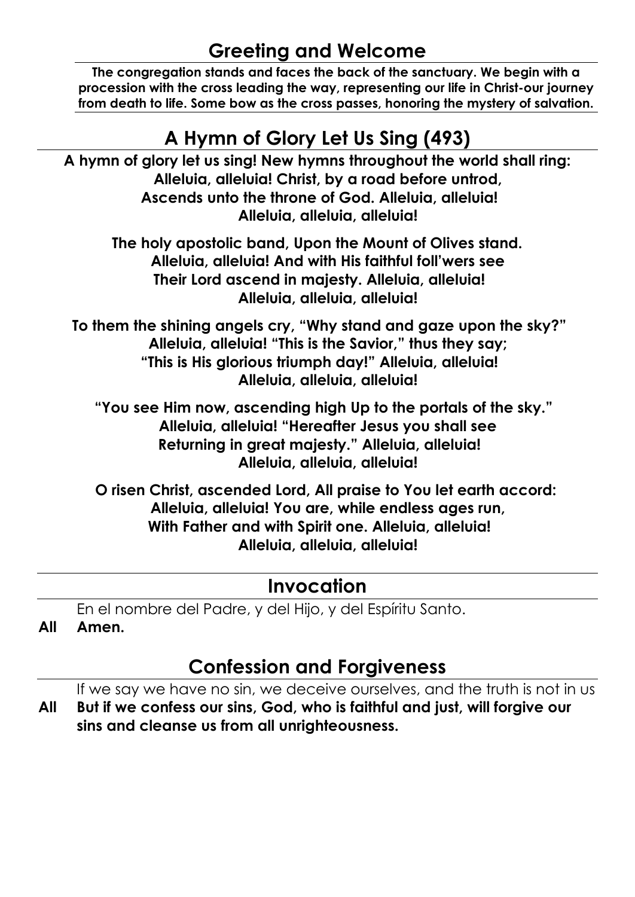## Greeting and Welcome

**The congregation stands and faces the back of the sanctuary. We begin with a procession with the cross leading the way, representing our life in Christ-our journey from death to life. Some bow as the cross passes, honoring the mystery of salvation.**

## A Hymn of Glory Let Us Sing (493)

**A hymn of glory let us sing! New hymns throughout the world shall ring:**
**Alleluia, alleluia! Christ, by a road before untrod,**
**Ascends unto the throne of God. Alleluia, alleluia!**
**Alleluia, alleluia, alleluia!**

**The holy apostolic band, Upon the Mount of Olives stand.**
**Alleluia, alleluia! And with His faithful foll'wers see**
**Their Lord ascend in majesty. Alleluia, alleluia!**
**Alleluia, alleluia, alleluia!**

**To them the shining angels cry, "Why stand and gaze upon the sky?"**
**Alleluia, alleluia! "This is the Savior," thus they say;**
**"This is His glorious triumph day!" Alleluia, alleluia!**
**Alleluia, alleluia, alleluia!**

**"You see Him now, ascending high Up to the portals of the sky."**
**Alleluia, alleluia! "Hereafter Jesus you shall see**
**Returning in great majesty." Alleluia, alleluia!**
**Alleluia, alleluia, alleluia!**

**O risen Christ, ascended Lord, All praise to You let earth accord:**
**Alleluia, alleluia! You are, while endless ages run,**
**With Father and with Spirit one. Alleluia, alleluia!**
**Alleluia, alleluia, alleluia!**

## Invocation

En el nombre del Padre, y del Hijo, y del Espíritu Santo.

**All Amen.**

## Confession and Forgiveness

If we say we have no sin, we deceive ourselves, and the truth is not in us

**All But if we confess our sins, God, who is faithful and just, will forgive our sins and cleanse us from all unrighteousness.**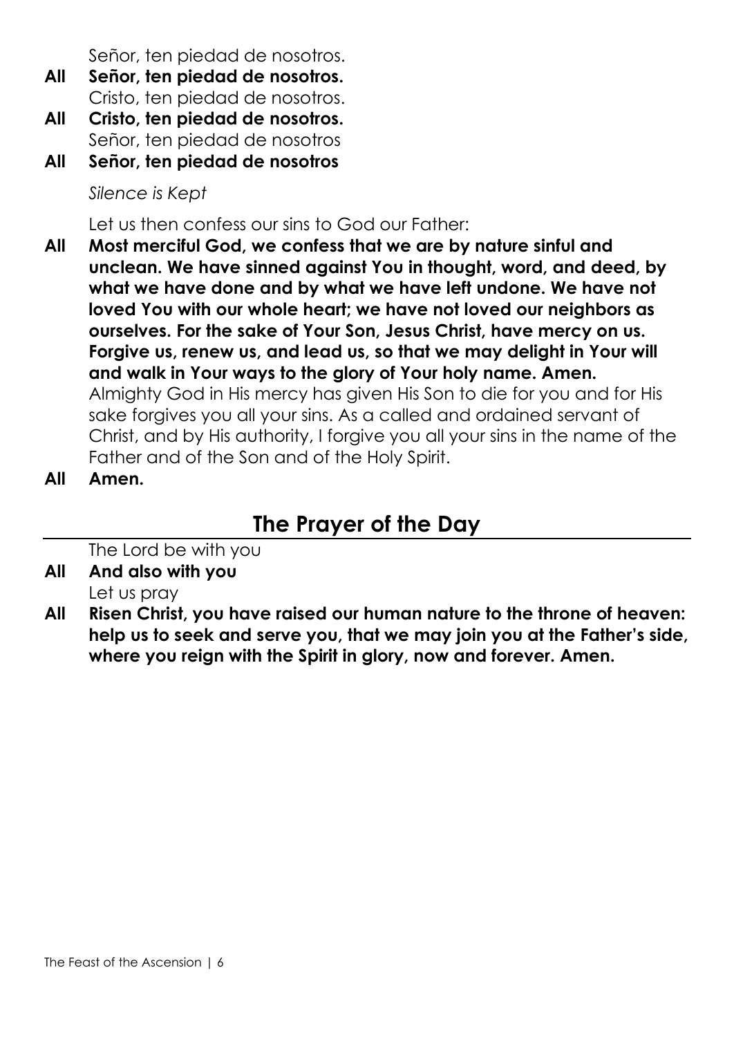Señor, ten piedad de nosotros.

**All** **Señor, ten piedad de nosotros.**

Cristo, ten piedad de nosotros.

**All** **Cristo, ten piedad de nosotros.**

Señor, ten piedad de nosotros

**All** **Señor, ten piedad de nosotros**

*Silence is Kept*

Let us then confess our sins to God our Father:

**All** **Most merciful God, we confess that we are by nature sinful and unclean. We have sinned against You in thought, word, and deed, by what we have done and by what we have left undone. We have not loved You with our whole heart; we have not loved our neighbors as ourselves. For the sake of Your Son, Jesus Christ, have mercy on us. Forgive us, renew us, and lead us, so that we may delight in Your will and walk in Your ways to the glory of Your holy name. Amen.**

Almighty God in His mercy has given His Son to die for you and for His sake forgives you all your sins. As a called and ordained servant of Christ, and by His authority, I forgive you all your sins in the name of the Father and of the Son and of the Holy Spirit.

**All** **Amen.**

## The Prayer of the Day

The Lord be with you

**All** **And also with you**

Let us pray

**All** **Risen Christ, you have raised our human nature to the throne of heaven: help us to seek and serve you, that we may join you at the Father's side, where you reign with the Spirit in glory, now and forever. Amen.**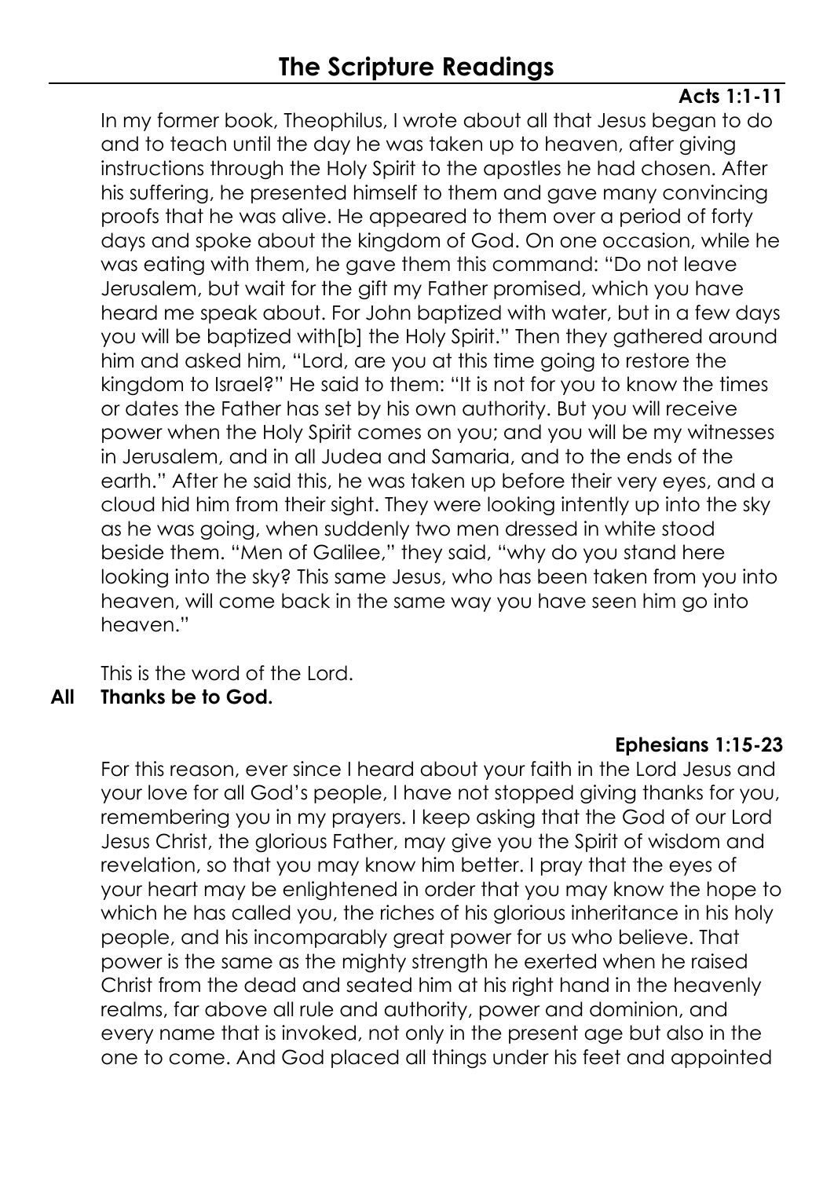# The Scripture Readings

**Acts 1:1-11**

In my former book, Theophilus, I wrote about all that Jesus began to do and to teach until the day he was taken up to heaven, after giving instructions through the Holy Spirit to the apostles he had chosen. After his suffering, he presented himself to them and gave many convincing proofs that he was alive. He appeared to them over a period of forty days and spoke about the kingdom of God. On one occasion, while he was eating with them, he gave them this command: "Do not leave Jerusalem, but wait for the gift my Father promised, which you have heard me speak about. For John baptized with water, but in a few days you will be baptized with[b] the Holy Spirit." Then they gathered around him and asked him, "Lord, are you at this time going to restore the kingdom to Israel?" He said to them: "It is not for you to know the times or dates the Father has set by his own authority. But you will receive power when the Holy Spirit comes on you; and you will be my witnesses in Jerusalem, and in all Judea and Samaria, and to the ends of the earth." After he said this, he was taken up before their very eyes, and a cloud hid him from their sight. They were looking intently up into the sky as he was going, when suddenly two men dressed in white stood beside them. "Men of Galilee," they said, "why do you stand here looking into the sky? This same Jesus, who has been taken from you into heaven, will come back in the same way you have seen him go into heaven."

This is the word of the Lord.

**All Thanks be to God.**

**Ephesians 1:15-23**

For this reason, ever since I heard about your faith in the Lord Jesus and your love for all God's people, I have not stopped giving thanks for you, remembering you in my prayers. I keep asking that the God of our Lord Jesus Christ, the glorious Father, may give you the Spirit of wisdom and revelation, so that you may know him better. I pray that the eyes of your heart may be enlightened in order that you may know the hope to which he has called you, the riches of his glorious inheritance in his holy people, and his incomparably great power for us who believe. That power is the same as the mighty strength he exerted when he raised Christ from the dead and seated him at his right hand in the heavenly realms, far above all rule and authority, power and dominion, and every name that is invoked, not only in the present age but also in the one to come. And God placed all things under his feet and appointed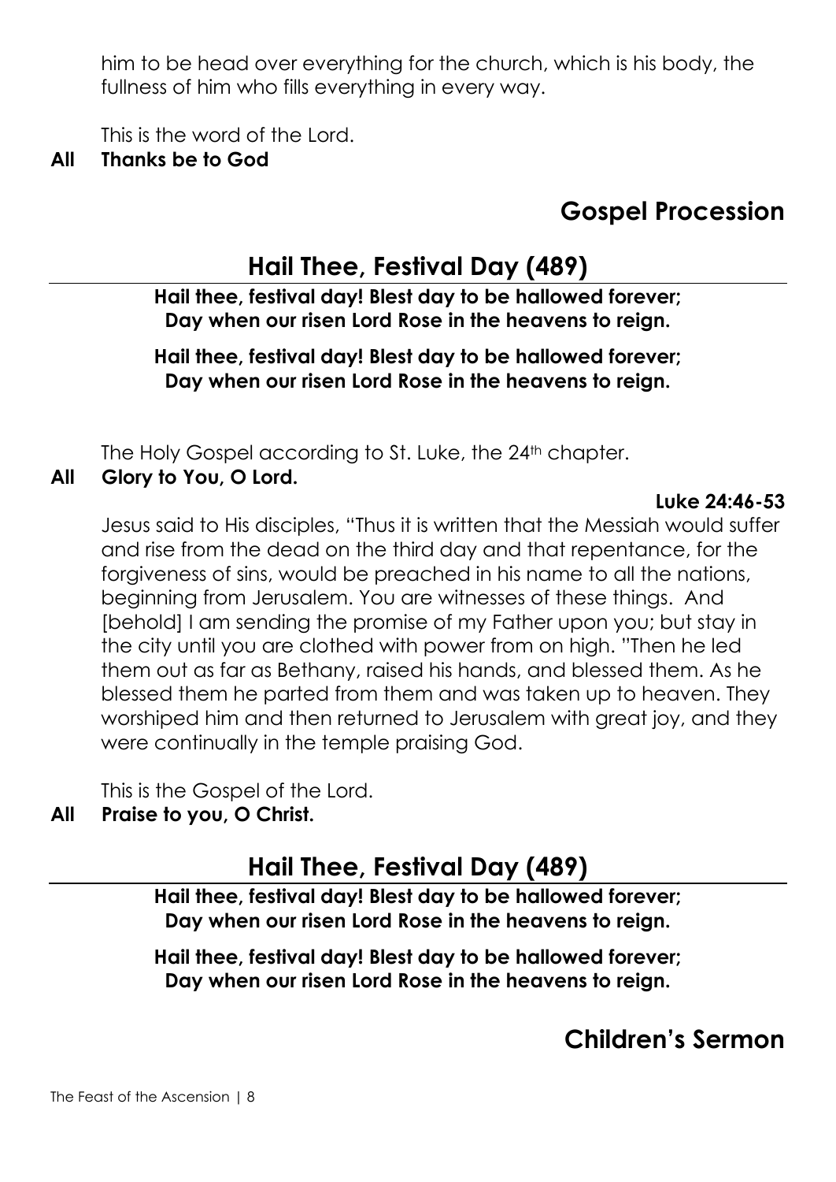him to be head over everything for the church, which is his body, the fullness of him who fills everything in every way.

This is the word of the Lord.

**All Thanks be to God**

## Gospel Procession

## Hail Thee, Festival Day (489)

**Hail thee, festival day! Blest day to be hallowed forever;
Day when our risen Lord Rose in the heavens to reign.**

**Hail thee, festival day! Blest day to be hallowed forever;
Day when our risen Lord Rose in the heavens to reign.**

The Holy Gospel according to St. Luke, the 24th chapter.

**All Glory to You, O Lord.**

**Luke 24:46-53**

Jesus said to His disciples, "Thus it is written that the Messiah would suffer and rise from the dead on the third day and that repentance, for the forgiveness of sins, would be preached in his name to all the nations, beginning from Jerusalem. You are witnesses of these things. And [behold] I am sending the promise of my Father upon you; but stay in the city until you are clothed with power from on high. "Then he led them out as far as Bethany, raised his hands, and blessed them. As he blessed them he parted from them and was taken up to heaven. They worshiped him and then returned to Jerusalem with great joy, and they were continually in the temple praising God.

This is the Gospel of the Lord.

**All Praise to you, O Christ.**

## Hail Thee, Festival Day (489)

**Hail thee, festival day! Blest day to be hallowed forever;
Day when our risen Lord Rose in the heavens to reign.**

**Hail thee, festival day! Blest day to be hallowed forever;
Day when our risen Lord Rose in the heavens to reign.**

## Children's Sermon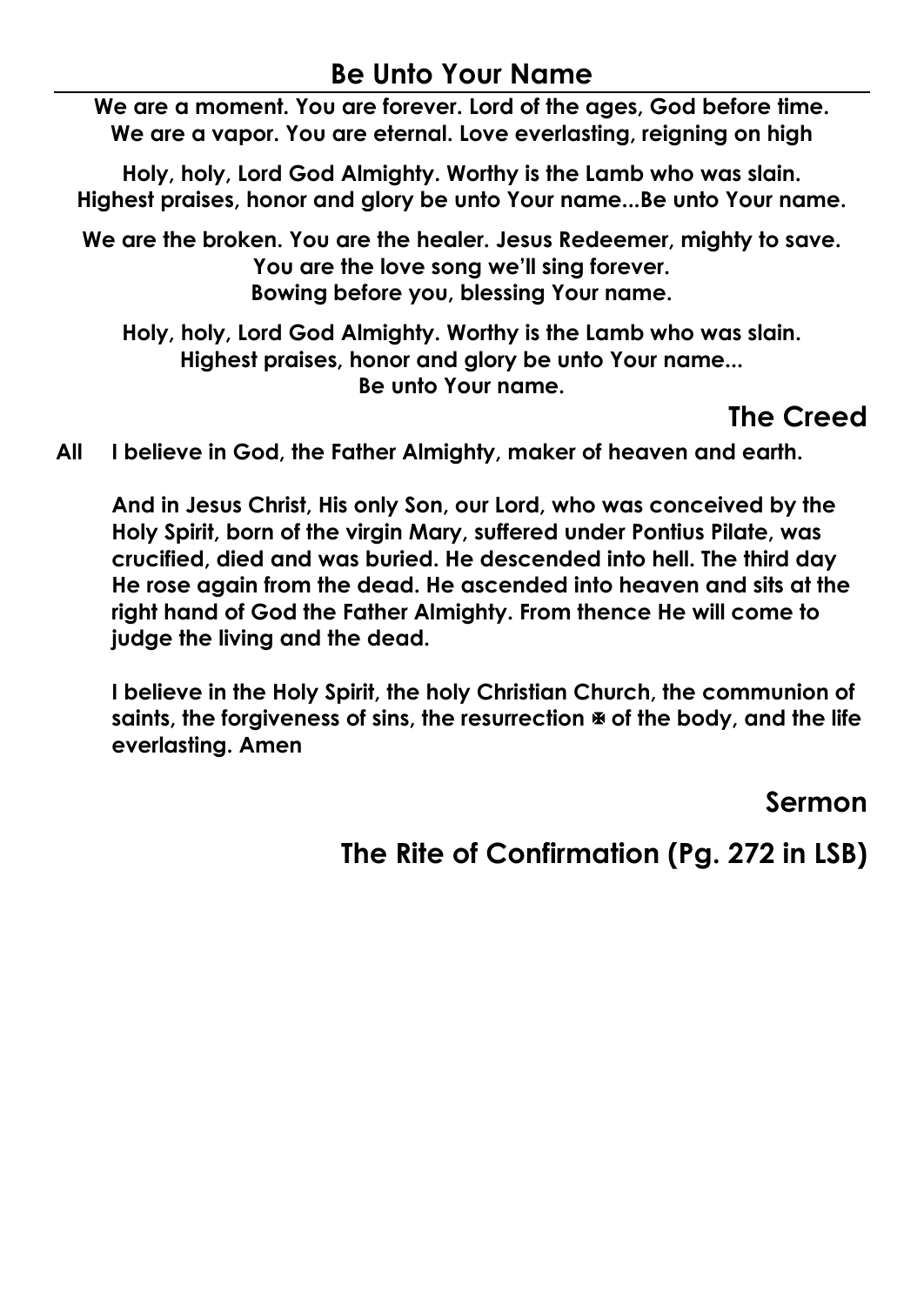## Be Unto Your Name

**We are a moment. You are forever. Lord of the ages, God before time.**
**We are a vapor. You are eternal. Love everlasting, reigning on high**

**Holy, holy, Lord God Almighty. Worthy is the Lamb who was slain.**
**Highest praises, honor and glory be unto Your name...Be unto Your name.**

**We are the broken. You are the healer. Jesus Redeemer, mighty to save.**
**You are the love song we'll sing forever.**
**Bowing before you, blessing Your name.**

**Holy, holy, Lord God Almighty. Worthy is the Lamb who was slain.**
**Highest praises, honor and glory be unto Your name...**
**Be unto Your name.**

## The Creed

**All** **I believe in God, the Father Almighty, maker of heaven and earth.**

**And in Jesus Christ, His only Son, our Lord, who was conceived by the Holy Spirit, born of the virgin Mary, suffered under Pontius Pilate, was crucified, died and was buried. He descended into hell. The third day He rose again from the dead. He ascended into heaven and sits at the right hand of God the Father Almighty. From thence He will come to judge the living and the dead.**

**I believe in the Holy Spirit, the holy Christian Church, the communion of saints, the forgiveness of sins, the resurrection ✠ of the body, and the life everlasting. Amen**

## Sermon

## The Rite of Confirmation (Pg. 272 in LSB)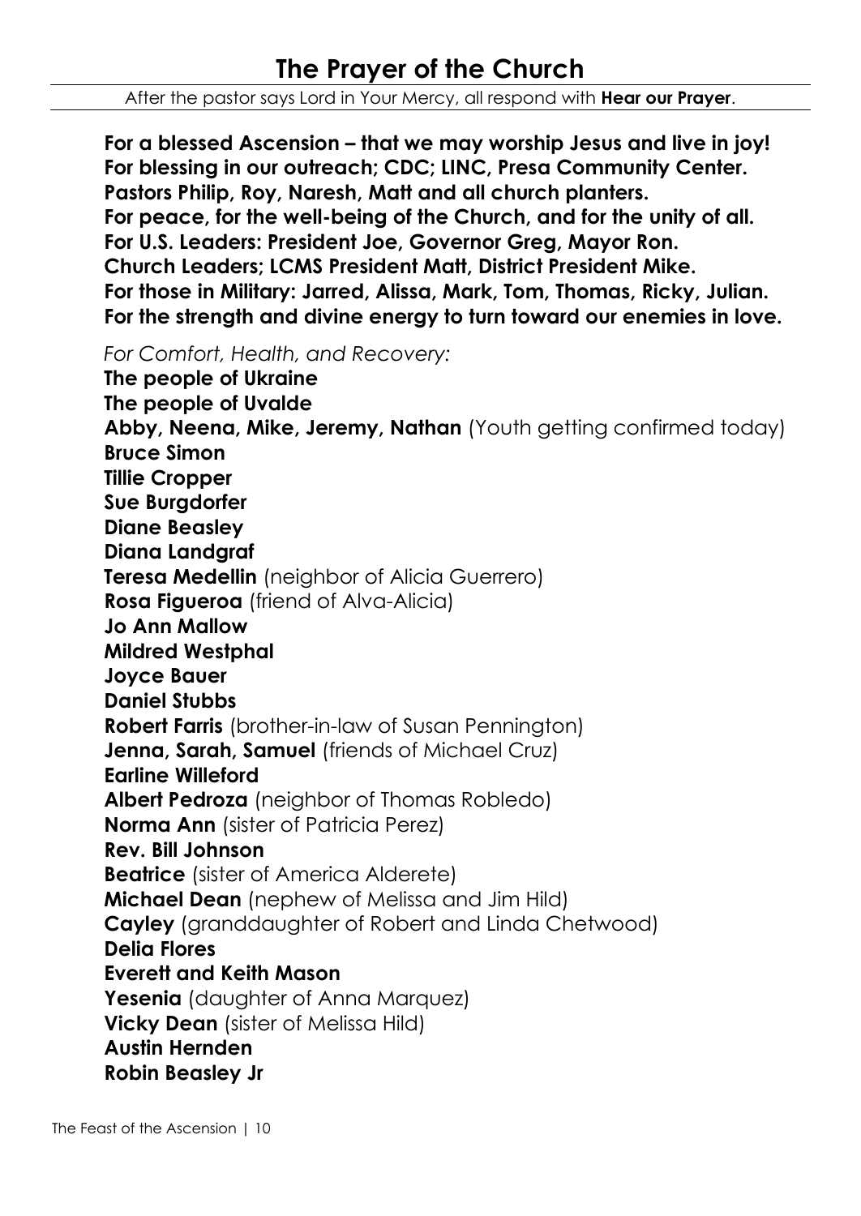# The Prayer of the Church

After the pastor says Lord in Your Mercy, all respond with **Hear our Prayer**.

**For a blessed Ascension – that we may worship Jesus and live in joy!**
**For blessing in our outreach; CDC; LINC, Presa Community Center.**
**Pastors Philip, Roy, Naresh, Matt and all church planters.**
**For peace, for the well-being of the Church, and for the unity of all.**
**For U.S. Leaders: President Joe, Governor Greg, Mayor Ron.**
**Church Leaders; LCMS President Matt, District President Mike.**
**For those in Military: Jarred, Alissa, Mark, Tom, Thomas, Ricky, Julian.**
**For the strength and divine energy to turn toward our enemies in love.**

*For Comfort, Health, and Recovery:*

**The people of Ukraine**
**The people of Uvalde**
**Abby, Neena, Mike, Jeremy, Nathan** (Youth getting confirmed today)
**Bruce Simon**
**Tillie Cropper**
**Sue Burgdorfer**
**Diane Beasley**
**Diana Landgraf**
**Teresa Medellin** (neighbor of Alicia Guerrero)
**Rosa Figueroa** (friend of Alva-Alicia)
**Jo Ann Mallow**
**Mildred Westphal**
**Joyce Bauer**
**Daniel Stubbs**
**Robert Farris** (brother-in-law of Susan Pennington)
**Jenna, Sarah, Samuel** (friends of Michael Cruz)
**Earline Willeford**
**Albert Pedroza** (neighbor of Thomas Robledo)
**Norma Ann** (sister of Patricia Perez)
**Rev. Bill Johnson**
**Beatrice** (sister of America Alderete)
**Michael Dean** (nephew of Melissa and Jim Hild)
**Cayley** (granddaughter of Robert and Linda Chetwood)
**Delia Flores**
**Everett and Keith Mason**
**Yesenia** (daughter of Anna Marquez)
**Vicky Dean** (sister of Melissa Hild)
**Austin Hernden**
**Robin Beasley Jr**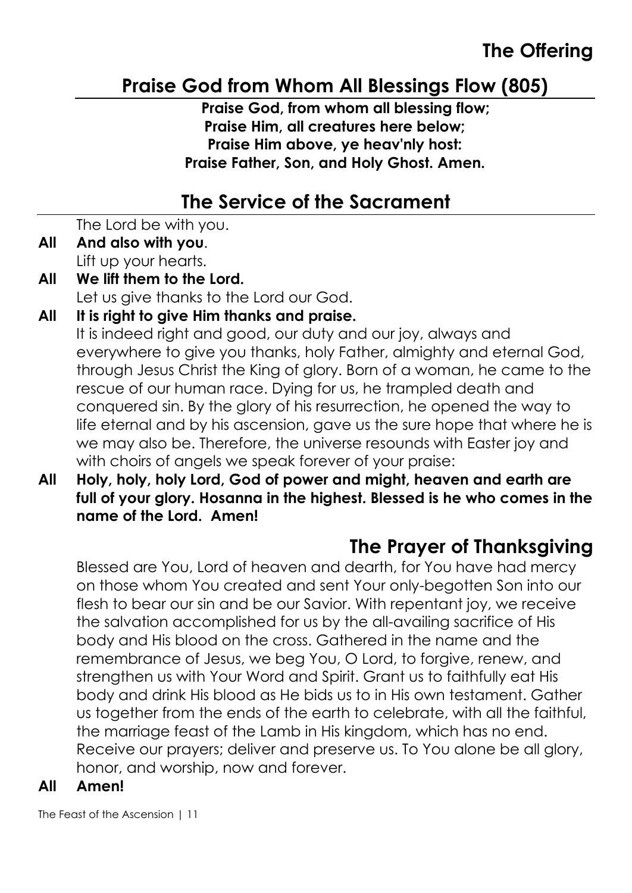## The Offering

## Praise God from Whom All Blessings Flow (805)

**Praise God, from whom all blessing flow;**
**Praise Him, all creatures here below;**
**Praise Him above, ye heav'nly host:**
**Praise Father, Son, and Holy Ghost. Amen.**

## The Service of the Sacrament

The Lord be with you.

**All And also with you**.

Lift up your hearts.

**All We lift them to the Lord.**

Let us give thanks to the Lord our God.

**All It is right to give Him thanks and praise.**

It is indeed right and good, our duty and our joy, always and everywhere to give you thanks, holy Father, almighty and eternal God, through Jesus Christ the King of glory. Born of a woman, he came to the rescue of our human race. Dying for us, he trampled death and conquered sin. By the glory of his resurrection, he opened the way to life eternal and by his ascension, gave us the sure hope that where he is we may also be. Therefore, the universe resounds with Easter joy and with choirs of angels we speak forever of your praise:

**All Holy, holy, holy Lord, God of power and might, heaven and earth are full of your glory. Hosanna in the highest. Blessed is he who comes in the name of the Lord. Amen!**

## The Prayer of Thanksgiving

Blessed are You, Lord of heaven and dearth, for You have had mercy on those whom You created and sent Your only-begotten Son into our flesh to bear our sin and be our Savior. With repentant joy, we receive the salvation accomplished for us by the all-availing sacrifice of His body and His blood on the cross. Gathered in the name and the remembrance of Jesus, we beg You, O Lord, to forgive, renew, and strengthen us with Your Word and Spirit. Grant us to faithfully eat His body and drink His blood as He bids us to in His own testament. Gather us together from the ends of the earth to celebrate, with all the faithful, the marriage feast of the Lamb in His kingdom, which has no end. Receive our prayers; deliver and preserve us. To You alone be all glory, honor, and worship, now and forever.

**All Amen!**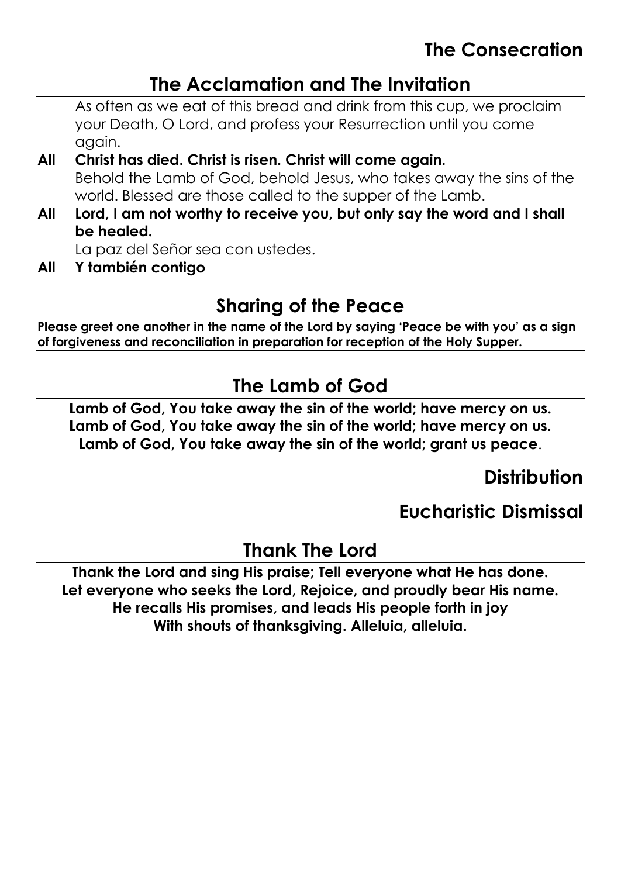# The Consecration

## The Acclamation and The Invitation

As often as we eat of this bread and drink from this cup, we proclaim your Death, O Lord, and profess your Resurrection until you come again.

**All Christ has died. Christ is risen. Christ will come again.**

Behold the Lamb of God, behold Jesus, who takes away the sins of the world. Blessed are those called to the supper of the Lamb.

**All Lord, I am not worthy to receive you, but only say the word and I shall be healed.**

La paz del Señor sea con ustedes.

**All Y también contigo**

## Sharing of the Peace

**Please greet one another in the name of the Lord by saying 'Peace be with you' as a sign of forgiveness and reconciliation in preparation for reception of the Holy Supper.**

## The Lamb of God

**Lamb of God, You take away the sin of the world; have mercy on us.**
**Lamb of God, You take away the sin of the world; have mercy on us.**
**Lamb of God, You take away the sin of the world; grant us peace**.

# Distribution

# Eucharistic Dismissal

## Thank The Lord

**Thank the Lord and sing His praise; Tell everyone what He has done.**
**Let everyone who seeks the Lord, Rejoice, and proudly bear His name.**
**He recalls His promises, and leads His people forth in joy**
**With shouts of thanksgiving. Alleluia, alleluia.**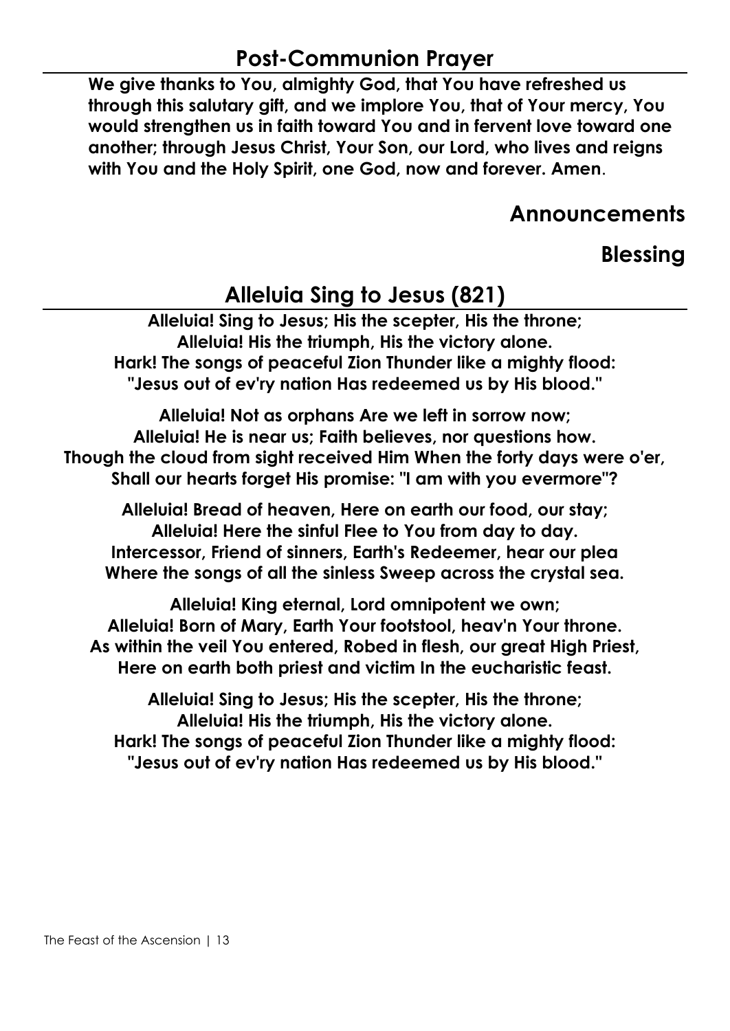## Post-Communion Prayer

**We give thanks to You, almighty God, that You have refreshed us through this salutary gift, and we implore You, that of Your mercy, You would strengthen us in faith toward You and in fervent love toward one another; through Jesus Christ, Your Son, our Lord, who lives and reigns with You and the Holy Spirit, one God, now and forever. Amen**.

## Announcements

## Blessing

## Alleluia Sing to Jesus (821)

**Alleluia! Sing to Jesus; His the scepter, His the throne;
Alleluia! His the triumph, His the victory alone.
Hark! The songs of peaceful Zion Thunder like a mighty flood:
"Jesus out of ev'ry nation Has redeemed us by His blood."**

**Alleluia! Not as orphans Are we left in sorrow now;
Alleluia! He is near us; Faith believes, nor questions how.
Though the cloud from sight received Him When the forty days were o'er,
Shall our hearts forget His promise: "I am with you evermore"?**

**Alleluia! Bread of heaven, Here on earth our food, our stay;
Alleluia! Here the sinful Flee to You from day to day.
Intercessor, Friend of sinners, Earth's Redeemer, hear our plea
Where the songs of all the sinless Sweep across the crystal sea.**

**Alleluia! King eternal, Lord omnipotent we own;
Alleluia! Born of Mary, Earth Your footstool, heav'n Your throne.
As within the veil You entered, Robed in flesh, our great High Priest,
Here on earth both priest and victim In the eucharistic feast.**

**Alleluia! Sing to Jesus; His the scepter, His the throne;
Alleluia! His the triumph, His the victory alone.
Hark! The songs of peaceful Zion Thunder like a mighty flood:
"Jesus out of ev'ry nation Has redeemed us by His blood."**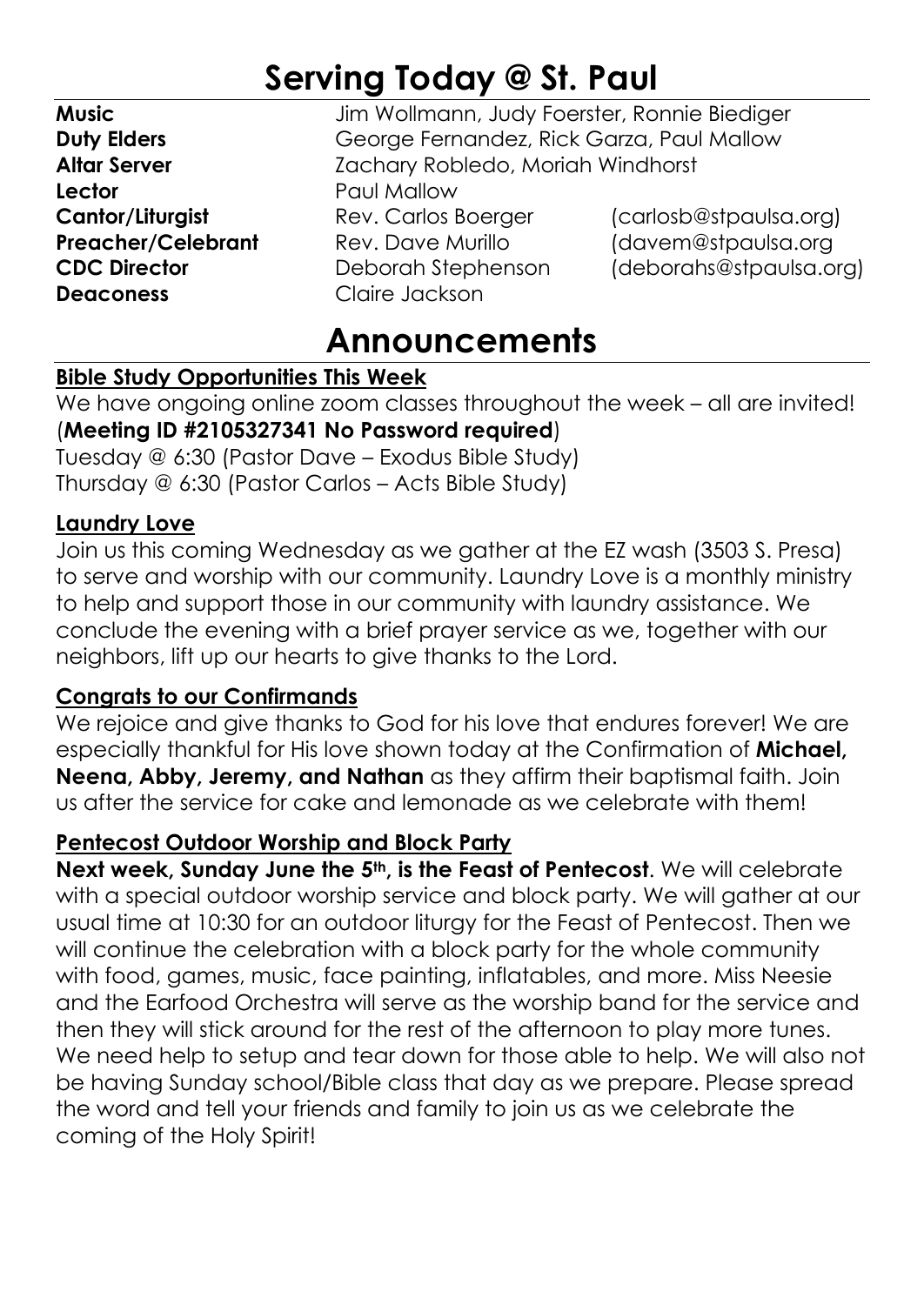# Serving Today @ St. Paul

| | | |
|---|---|---|
| **Music** | Jim Wollmann, Judy Foerster, Ronnie Biediger | |
| **Duty Elders** | George Fernandez, Rick Garza, Paul Mallow | |
| **Altar Server** | Zachary Robledo, Moriah Windhorst | |
| **Lector** | Paul Mallow | |
| **Cantor/Liturgist** | Rev. Carlos Boerger | (carlosb@stpaulsa.org) |
| **Preacher/Celebrant** | Rev. Dave Murillo | (davem@stpaulsa.org |
| **CDC Director** | Deborah Stephenson | (deborahs@stpaulsa.org) |
| **Deaconess** | Claire Jackson | |

# Announcements

## Bible Study Opportunities This Week

We have ongoing online zoom classes throughout the week – all are invited! (**Meeting ID #2105327341 No Password required**)

Tuesday @ 6:30 (Pastor Dave – Exodus Bible Study)
Thursday @ 6:30 (Pastor Carlos – Acts Bible Study)

## Laundry Love

Join us this coming Wednesday as we gather at the EZ wash (3503 S. Presa) to serve and worship with our community. Laundry Love is a monthly ministry to help and support those in our community with laundry assistance. We conclude the evening with a brief prayer service as we, together with our neighbors, lift up our hearts to give thanks to the Lord.

## Congrats to our Confirmands

We rejoice and give thanks to God for his love that endures forever! We are especially thankful for His love shown today at the Confirmation of **Michael, Neena, Abby, Jeremy, and Nathan** as they affirm their baptismal faith. Join us after the service for cake and lemonade as we celebrate with them!

## Pentecost Outdoor Worship and Block Party

**Next week, Sunday June the 5th, is the Feast of Pentecost**. We will celebrate with a special outdoor worship service and block party. We will gather at our usual time at 10:30 for an outdoor liturgy for the Feast of Pentecost. Then we will continue the celebration with a block party for the whole community with food, games, music, face painting, inflatables, and more. Miss Neesie and the Earfood Orchestra will serve as the worship band for the service and then they will stick around for the rest of the afternoon to play more tunes. We need help to setup and tear down for those able to help. We will also not be having Sunday school/Bible class that day as we prepare. Please spread the word and tell your friends and family to join us as we celebrate the coming of the Holy Spirit!